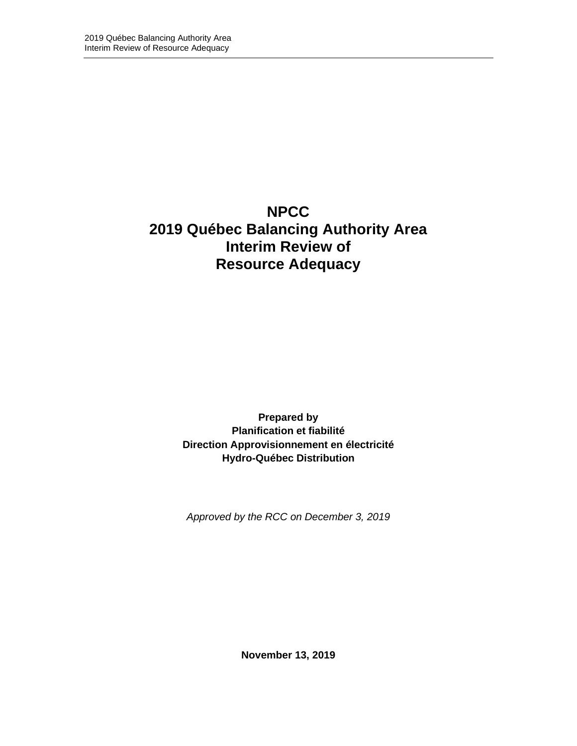# NPCC
# 2019 Québec Balancing Authority Area
# Interim Review of
# Resource Adequacy

**Prepared by**
**Planification et fiabilité**
**Direction Approvisionnement en électricité**
**Hydro-Québec Distribution**

*Approved by the RCC on December 3, 2019*

**November 13, 2019**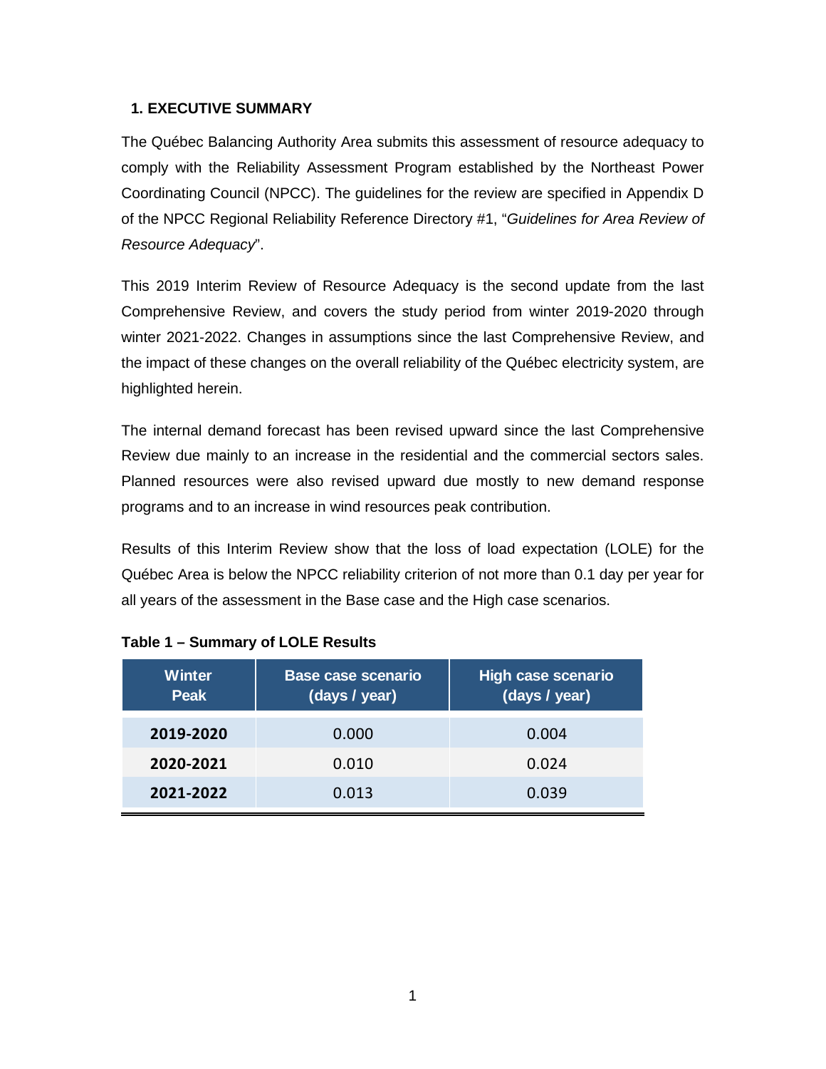## 1. EXECUTIVE SUMMARY

The Québec Balancing Authority Area submits this assessment of resource adequacy to comply with the Reliability Assessment Program established by the Northeast Power Coordinating Council (NPCC). The guidelines for the review are specified in Appendix D of the NPCC Regional Reliability Reference Directory #1, "*Guidelines for Area Review of Resource Adequacy*".

This 2019 Interim Review of Resource Adequacy is the second update from the last Comprehensive Review, and covers the study period from winter 2019-2020 through winter 2021-2022. Changes in assumptions since the last Comprehensive Review, and the impact of these changes on the overall reliability of the Québec electricity system, are highlighted herein.

The internal demand forecast has been revised upward since the last Comprehensive Review due mainly to an increase in the residential and the commercial sectors sales. Planned resources were also revised upward due mostly to new demand response programs and to an increase in wind resources peak contribution.

Results of this Interim Review show that the loss of load expectation (LOLE) for the Québec Area is below the NPCC reliability criterion of not more than 0.1 day per year for all years of the assessment in the Base case and the High case scenarios.

**Table 1 – Summary of LOLE Results**

| Winter Peak | Base case scenario (days / year) | High case scenario (days / year) |
|---|---|---|
| **2019-2020** | 0.000 | 0.004 |
| **2020-2021** | 0.010 | 0.024 |
| **2021-2022** | 0.013 | 0.039 |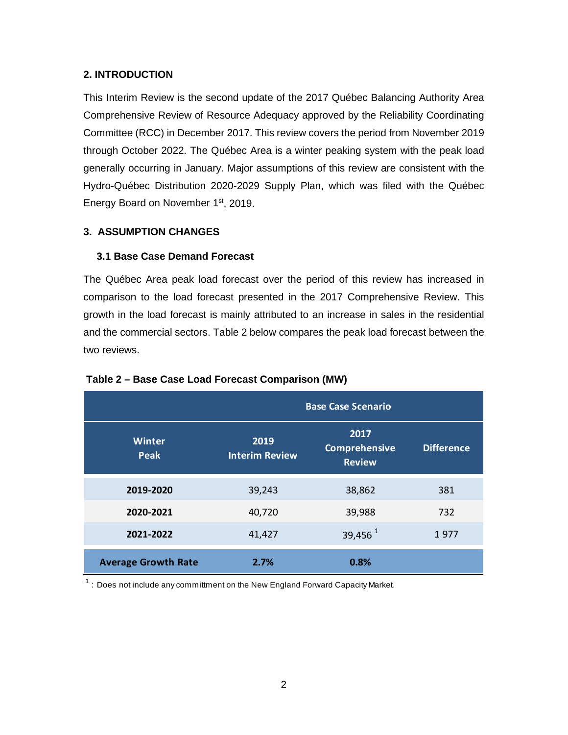## 2. INTRODUCTION

This Interim Review is the second update of the 2017 Québec Balancing Authority Area Comprehensive Review of Resource Adequacy approved by the Reliability Coordinating Committee (RCC) in December 2017. This review covers the period from November 2019 through October 2022. The Québec Area is a winter peaking system with the peak load generally occurring in January. Major assumptions of this review are consistent with the Hydro-Québec Distribution 2020-2029 Supply Plan, which was filed with the Québec Energy Board on November 1st, 2019.

## 3. ASSUMPTION CHANGES

### 3.1 Base Case Demand Forecast

The Québec Area peak load forecast over the period of this review has increased in comparison to the load forecast presented in the 2017 Comprehensive Review. This growth in the load forecast is mainly attributed to an increase in sales in the residential and the commercial sectors. Table 2 below compares the peak load forecast between the two reviews.

**Table 2 – Base Case Load Forecast Comparison (MW)**

| | Base Case Scenario | | |
|---|---|---|---|
| **Winter Peak** | **2019 Interim Review** | **2017 Comprehensive Review** | **Difference** |
| **2019-2020** | 39,243 | 38,862 | 381 |
| **2020-2021** | 40,720 | 39,988 | 732 |
| **2021-2022** | 41,427 | 39,456 [1] | 1 977 |
| **Average Growth Rate** | **2.7%** | **0.8%** | |

[1] : Does not include any committment on the New England Forward Capacity Market.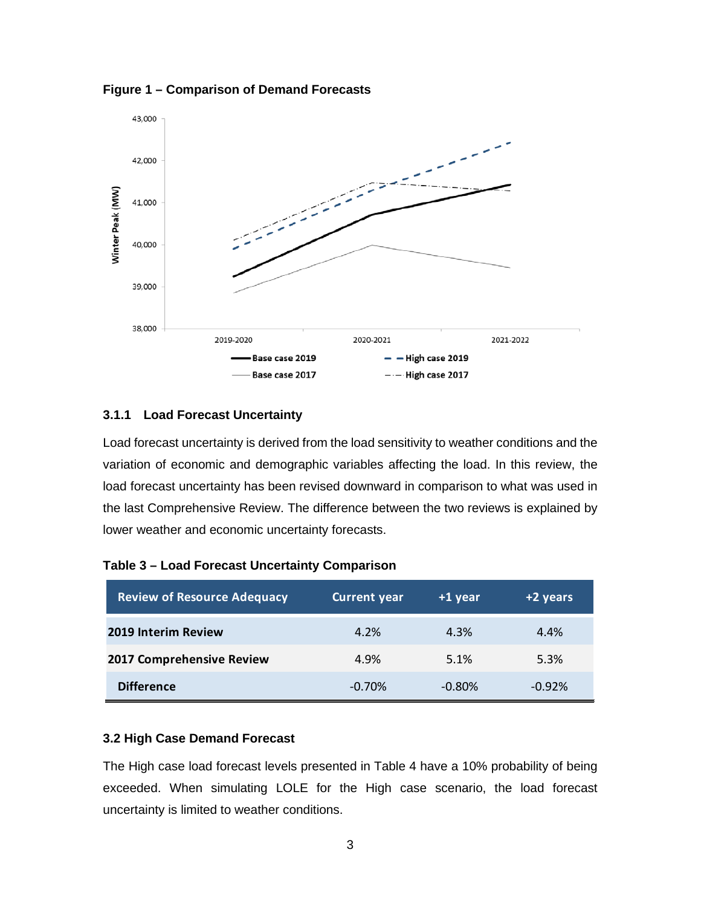**Figure 1 – Comparison of Demand Forecasts**

#### 3.1.1 Load Forecast Uncertainty

Load forecast uncertainty is derived from the load sensitivity to weather conditions and the variation of economic and demographic variables affecting the load. In this review, the load forecast uncertainty has been revised downward in comparison to what was used in the last Comprehensive Review. The difference between the two reviews is explained by lower weather and economic uncertainty forecasts.

**Table 3 – Load Forecast Uncertainty Comparison**

| Review of Resource Adequacy | Current year | +1 year | +2 years |
|---|---|---|---|
| 2019 Interim Review | 4.2% | 4.3% | 4.4% |
| 2017 Comprehensive Review | 4.9% | 5.1% | 5.3% |
| Difference | -0.70% | -0.80% | -0.92% |

### 3.2 High Case Demand Forecast

The High case load forecast levels presented in Table 4 have a 10% probability of being exceeded. When simulating LOLE for the High case scenario, the load forecast uncertainty is limited to weather conditions.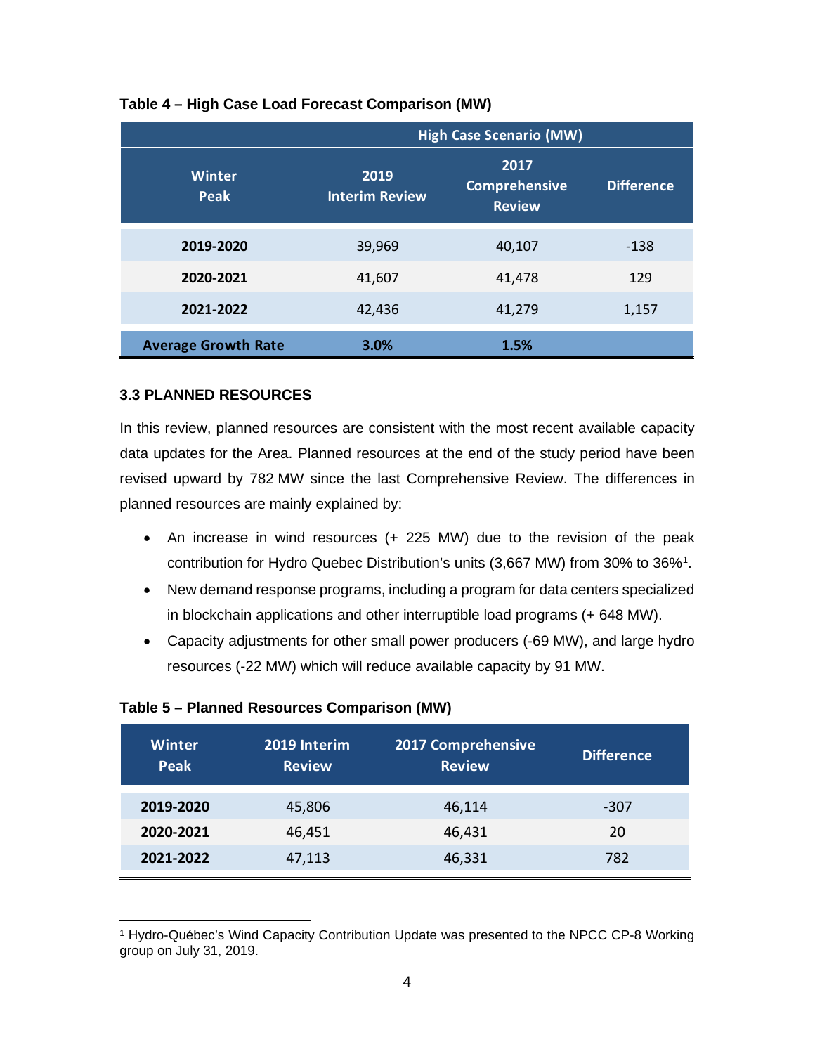**Table 4 – High Case Load Forecast Comparison (MW)**

| | High Case Scenario (MW) | | |
|---|---|---|---|
| Winter Peak | 2019 Interim Review | 2017 Comprehensive Review | Difference |
| **2019-2020** | 39,969 | 40,107 | -138 |
| **2020-2021** | 41,607 | 41,478 | 129 |
| **2021-2022** | 42,436 | 41,279 | 1,157 |
| **Average Growth Rate** | **3.0%** | **1.5%** | |

### 3.3 PLANNED RESOURCES

In this review, planned resources are consistent with the most recent available capacity data updates for the Area. Planned resources at the end of the study period have been revised upward by 782 MW since the last Comprehensive Review. The differences in planned resources are mainly explained by:

- An increase in wind resources (+ 225 MW) due to the revision of the peak contribution for Hydro Quebec Distribution's units (3,667 MW) from 30% to 36%[1].
- New demand response programs, including a program for data centers specialized in blockchain applications and other interruptible load programs (+ 648 MW).
- Capacity adjustments for other small power producers (-69 MW), and large hydro resources (-22 MW) which will reduce available capacity by 91 MW.

**Table 5 – Planned Resources Comparison (MW)**

| Winter Peak | 2019 Interim Review | 2017 Comprehensive Review | Difference |
|---|---|---|---|
| **2019-2020** | 45,806 | 46,114 | -307 |
| **2020-2021** | 46,451 | 46,431 | 20 |
| **2021-2022** | 47,113 | 46,331 | 782 |

[1] Hydro-Québec's Wind Capacity Contribution Update was presented to the NPCC CP-8 Working group on July 31, 2019.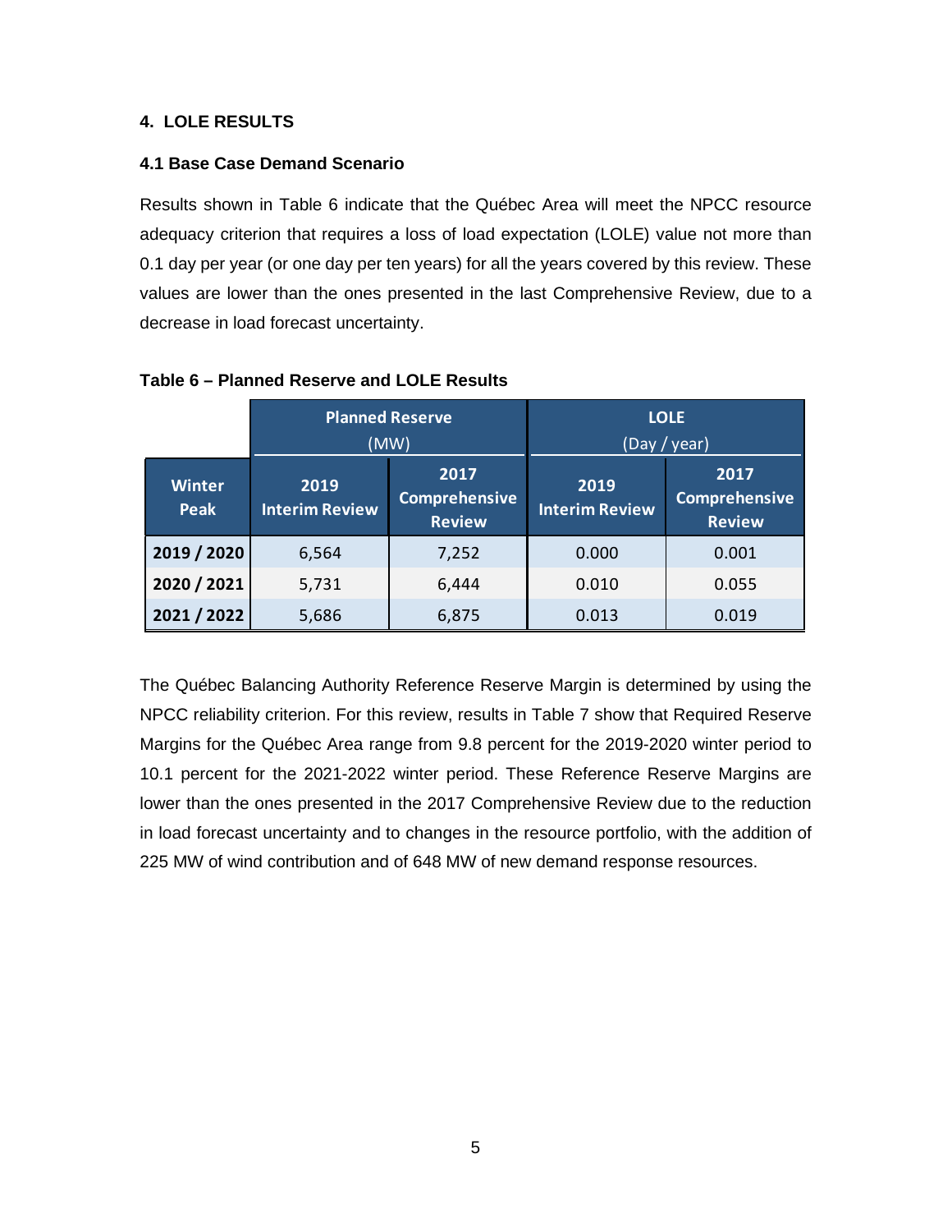## 4. LOLE RESULTS

### 4.1 Base Case Demand Scenario

Results shown in Table 6 indicate that the Québec Area will meet the NPCC resource adequacy criterion that requires a loss of load expectation (LOLE) value not more than 0.1 day per year (or one day per ten years) for all the years covered by this review. These values are lower than the ones presented in the last Comprehensive Review, due to a decrease in load forecast uncertainty.

**Table 6 – Planned Reserve and LOLE Results**

| | Planned Reserve (MW) | | LOLE (Day / year) | |
|---|---|---|---|---|
| **Winter Peak** | **2019 Interim Review** | **2017 Comprehensive Review** | **2019 Interim Review** | **2017 Comprehensive Review** |
| **2019 / 2020** | 6,564 | 7,252 | 0.000 | 0.001 |
| **2020 / 2021** | 5,731 | 6,444 | 0.010 | 0.055 |
| **2021 / 2022** | 5,686 | 6,875 | 0.013 | 0.019 |

The Québec Balancing Authority Reference Reserve Margin is determined by using the NPCC reliability criterion. For this review, results in Table 7 show that Required Reserve Margins for the Québec Area range from 9.8 percent for the 2019-2020 winter period to 10.1 percent for the 2021-2022 winter period. These Reference Reserve Margins are lower than the ones presented in the 2017 Comprehensive Review due to the reduction in load forecast uncertainty and to changes in the resource portfolio, with the addition of 225 MW of wind contribution and of 648 MW of new demand response resources.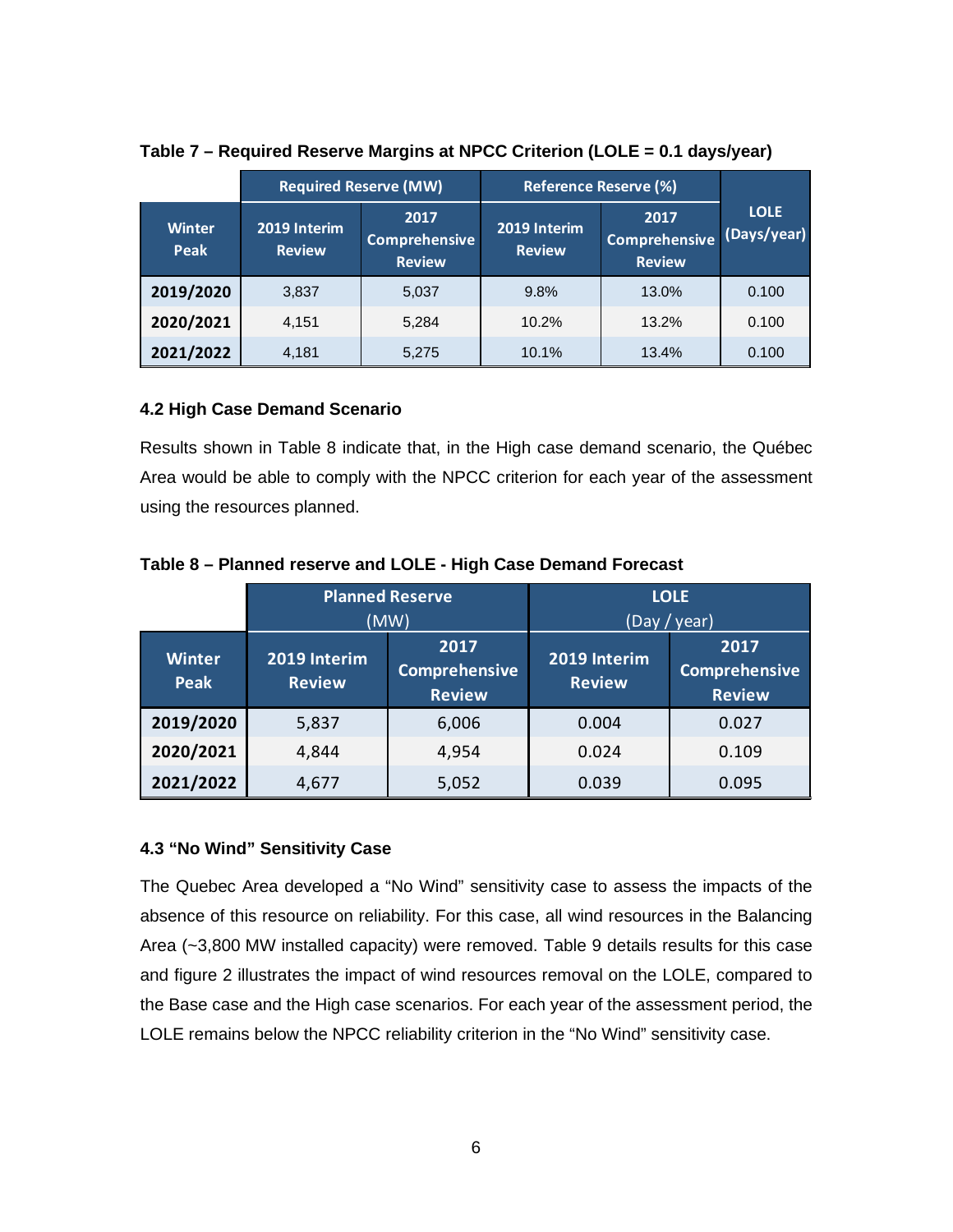**Table 7 – Required Reserve Margins at NPCC Criterion (LOLE = 0.1 days/year)**

| | Required Reserve (MW) | | Reference Reserve (%) | | LOLE (Days/year) |
|---|---|---|---|---|---|
| **Winter Peak** | **2019 Interim Review** | **2017 Comprehensive Review** | **2019 Interim Review** | **2017 Comprehensive Review** | |
| **2019/2020** | 3,837 | 5,037 | 9.8% | 13.0% | 0.100 |
| **2020/2021** | 4,151 | 5,284 | 10.2% | 13.2% | 0.100 |
| **2021/2022** | 4,181 | 5,275 | 10.1% | 13.4% | 0.100 |

### 4.2 High Case Demand Scenario

Results shown in Table 8 indicate that, in the High case demand scenario, the Québec Area would be able to comply with the NPCC criterion for each year of the assessment using the resources planned.

**Table 8 – Planned reserve and LOLE - High Case Demand Forecast**

| | Planned Reserve (MW) | | LOLE (Day / year) | |
|---|---|---|---|---|
| **Winter Peak** | **2019 Interim Review** | **2017 Comprehensive Review** | **2019 Interim Review** | **2017 Comprehensive Review** |
| **2019/2020** | 5,837 | 6,006 | 0.004 | 0.027 |
| **2020/2021** | 4,844 | 4,954 | 0.024 | 0.109 |
| **2021/2022** | 4,677 | 5,052 | 0.039 | 0.095 |

### 4.3 "No Wind" Sensitivity Case

The Quebec Area developed a "No Wind" sensitivity case to assess the impacts of the absence of this resource on reliability. For this case, all wind resources in the Balancing Area (~3,800 MW installed capacity) were removed. Table 9 details results for this case and figure 2 illustrates the impact of wind resources removal on the LOLE, compared to the Base case and the High case scenarios. For each year of the assessment period, the LOLE remains below the NPCC reliability criterion in the "No Wind" sensitivity case.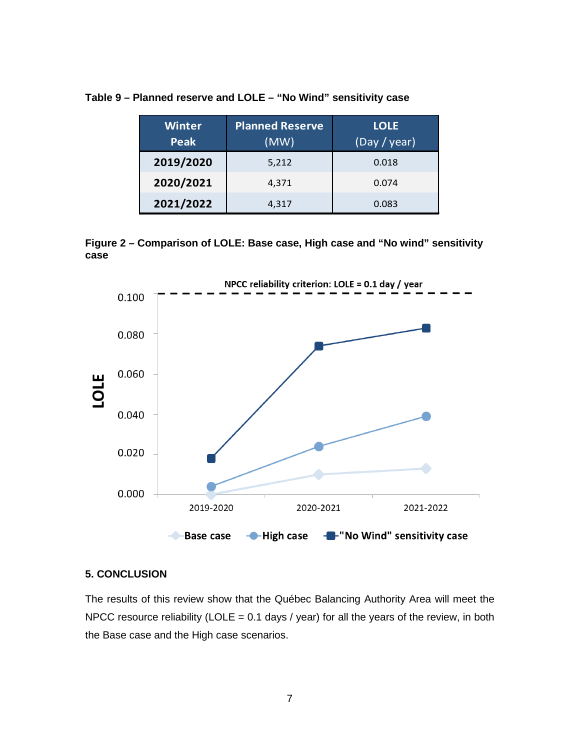**Table 9 – Planned reserve and LOLE – "No Wind" sensitivity case**

| Winter Peak | Planned Reserve (MW) | LOLE (Day / year) |
|---|---|---|
| 2019/2020 | 5,212 | 0.018 |
| 2020/2021 | 4,371 | 0.074 |
| 2021/2022 | 4,317 | 0.083 |

**Figure 2 – Comparison of LOLE: Base case, High case and "No wind" sensitivity case**

NPCC reliability criterion: LOLE = 0.1 day / year

LOLE

0.100
0.080
0.060
0.040
0.020
0.000

2019-2020
2020-2021
2021-2022

Base case
High case
"No Wind" sensitivity case

## 5. CONCLUSION

The results of this review show that the Québec Balancing Authority Area will meet the NPCC resource reliability (LOLE = 0.1 days / year) for all the years of the review, in both the Base case and the High case scenarios.